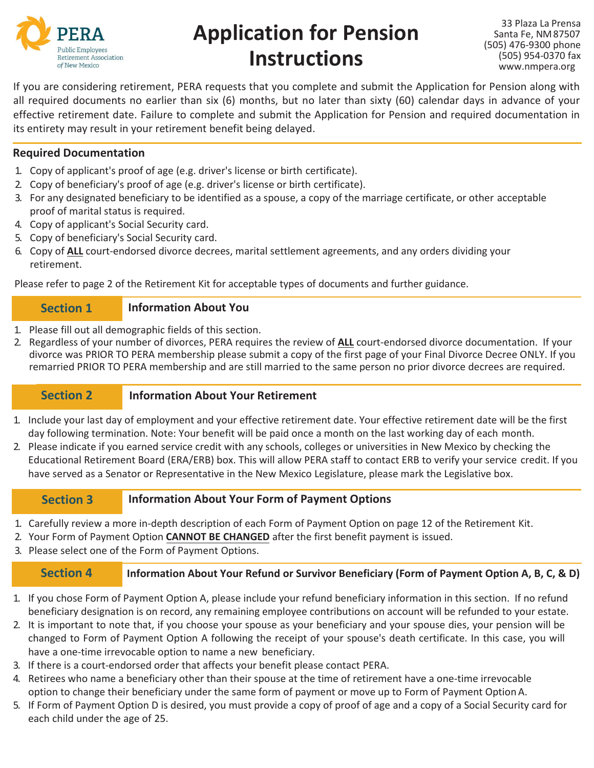PERA

Public Employees Retirement Association of New Mexico

# Application for Pension Instructions

33 Plaza La Prensa
Santa Fe, NM 87507
(505) 476-9300 phone
(505) 954-0370 fax
www.nmpera.org

If you are considering retirement, PERA requests that you complete and submit the Application for Pension along with all required documents no earlier than six (6) months, but no later than sixty (60) calendar days in advance of your effective retirement date. Failure to complete and submit the Application for Pension and required documentation in its entirety may result in your retirement benefit being delayed.

## Required Documentation

1. Copy of applicant's proof of age (e.g. driver's license or birth certificate).
2. Copy of beneficiary's proof of age (e.g. driver's license or birth certificate).
3. For any designated beneficiary to be identified as a spouse, a copy of the marriage certificate, or other acceptable proof of marital status is required.
4. Copy of applicant's Social Security card.
5. Copy of beneficiary's Social Security card.
6. Copy of **ALL** court-endorsed divorce decrees, marital settlement agreements, and any orders dividing your retirement.

Please refer to page 2 of the Retirement Kit for acceptable types of documents and further guidance.

## Section 1 — Information About You

1. Please fill out all demographic fields of this section.
2. Regardless of your number of divorces, PERA requires the review of **ALL** court-endorsed divorce documentation. If your divorce was PRIOR TO PERA membership please submit a copy of the first page of your Final Divorce Decree ONLY. If you remarried PRIOR TO PERA membership and are still married to the same person no prior divorce decrees are required.

## Section 2 — Information About Your Retirement

1. Include your last day of employment and your effective retirement date. Your effective retirement date will be the first day following termination. Note: Your benefit will be paid once a month on the last working day of each month.
2. Please indicate if you earned service credit with any schools, colleges or universities in New Mexico by checking the Educational Retirement Board (ERA/ERB) box. This will allow PERA staff to contact ERB to verify your service credit. If you have served as a Senator or Representative in the New Mexico Legislature, please mark the Legislative box.

## Section 3 — Information About Your Form of Payment Options

1. Carefully review a more in-depth description of each Form of Payment Option on page 12 of the Retirement Kit.
2. Your Form of Payment Option **CANNOT BE CHANGED** after the first benefit payment is issued.
3. Please select one of the Form of Payment Options.

## Section 4 — Information About Your Refund or Survivor Beneficiary (Form of Payment Option A, B, C, & D)

1. If you chose Form of Payment Option A, please include your refund beneficiary information in this section. If no refund beneficiary designation is on record, any remaining employee contributions on account will be refunded to your estate.
2. It is important to note that, if you choose your spouse as your beneficiary and your spouse dies, your pension will be changed to Form of Payment Option A following the receipt of your spouse's death certificate. In this case, you will have a one-time irrevocable option to name a new beneficiary.
3. If there is a court-endorsed order that affects your benefit please contact PERA.
4. Retirees who name a beneficiary other than their spouse at the time of retirement have a one-time irrevocable option to change their beneficiary under the same form of payment or move up to Form of Payment Option A.
5. If Form of Payment Option D is desired, you must provide a copy of proof of age and a copy of a Social Security card for each child under the age of 25.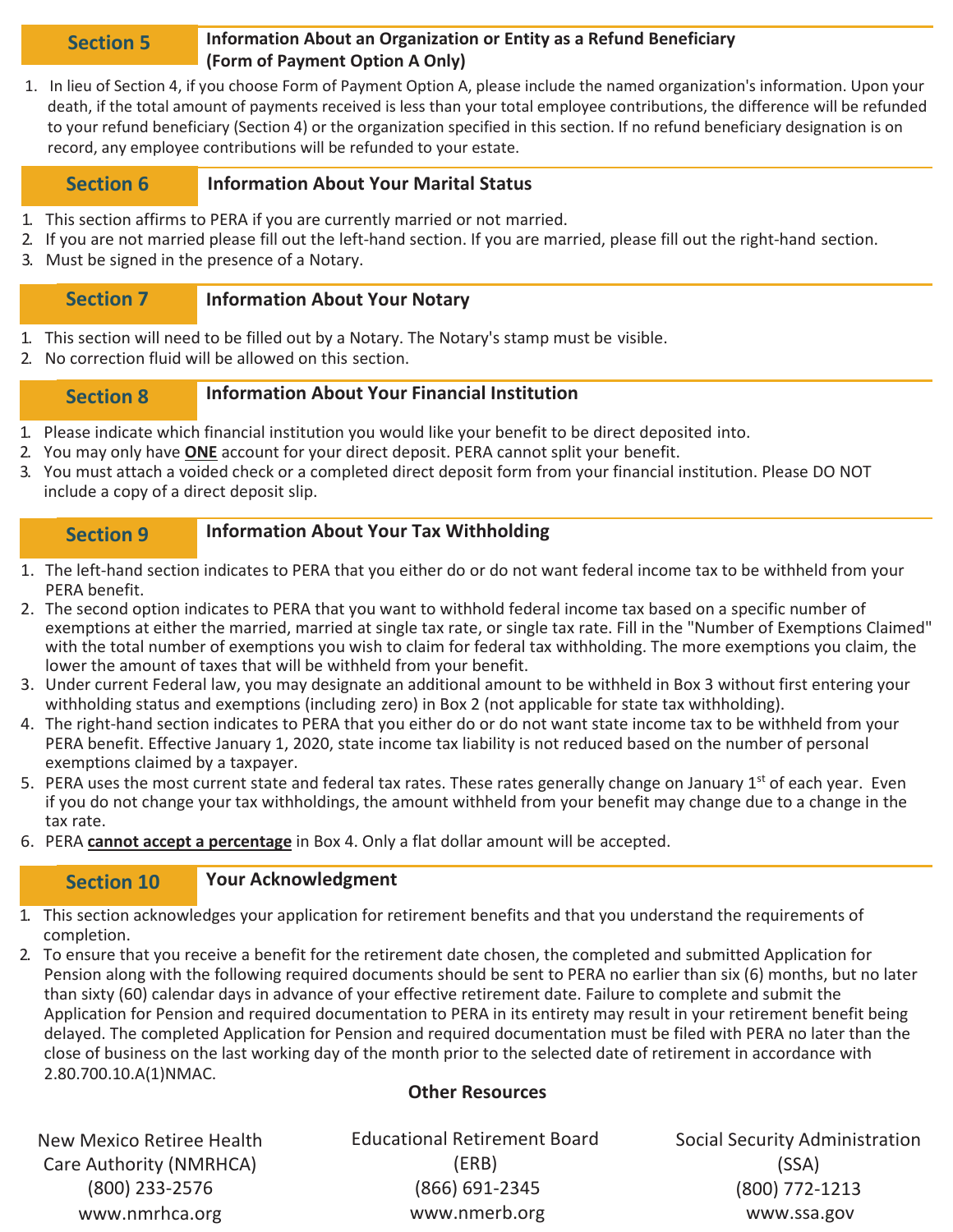## Section 5 — Information About an Organization or Entity as a Refund Beneficiary (Form of Payment Option A Only)

1. In lieu of Section 4, if you choose Form of Payment Option A, please include the named organization's information. Upon your death, if the total amount of payments received is less than your total employee contributions, the difference will be refunded to your refund beneficiary (Section 4) or the organization specified in this section. If no refund beneficiary designation is on record, any employee contributions will be refunded to your estate.

## Section 6 — Information About Your Marital Status

1. This section affirms to PERA if you are currently married or not married.
2. If you are not married please fill out the left-hand section. If you are married, please fill out the right-hand section.
3. Must be signed in the presence of a Notary.

## Section 7 — Information About Your Notary

1. This section will need to be filled out by a Notary. The Notary's stamp must be visible.
2. No correction fluid will be allowed on this section.

## Section 8 — Information About Your Financial Institution

1. Please indicate which financial institution you would like your benefit to be direct deposited into.
2. You may only have **ONE** account for your direct deposit. PERA cannot split your benefit.
3. You must attach a voided check or a completed direct deposit form from your financial institution. Please DO NOT include a copy of a direct deposit slip.

## Section 9 — Information About Your Tax Withholding

1. The left-hand section indicates to PERA that you either do or do not want federal income tax to be withheld from your PERA benefit.
2. The second option indicates to PERA that you want to withhold federal income tax based on a specific number of exemptions at either the married, married at single tax rate, or single tax rate. Fill in the "Number of Exemptions Claimed" with the total number of exemptions you wish to claim for federal tax withholding. The more exemptions you claim, the lower the amount of taxes that will be withheld from your benefit.
3. Under current Federal law, you may designate an additional amount to be withheld in Box 3 without first entering your withholding status and exemptions (including zero) in Box 2 (not applicable for state tax withholding).
4. The right-hand section indicates to PERA that you either do or do not want state income tax to be withheld from your PERA benefit. Effective January 1, 2020, state income tax liability is not reduced based on the number of personal exemptions claimed by a taxpayer.
5. PERA uses the most current state and federal tax rates. These rates generally change on January 1st of each year. Even if you do not change your tax withholdings, the amount withheld from your benefit may change due to a change in the tax rate.
6. PERA **cannot accept a percentage** in Box 4. Only a flat dollar amount will be accepted.

## Section 10 — Your Acknowledgment

1. This section acknowledges your application for retirement benefits and that you understand the requirements of completion.
2. To ensure that you receive a benefit for the retirement date chosen, the completed and submitted Application for Pension along with the following required documents should be sent to PERA no earlier than six (6) months, but no later than sixty (60) calendar days in advance of your effective retirement date. Failure to complete and submit the Application for Pension and required documentation to PERA in its entirety may result in your retirement benefit being delayed. The completed Application for Pension and required documentation must be filed with PERA no later than the close of business on the last working day of the month prior to the selected date of retirement in accordance with 2.80.700.10.A(1)NMAC.

### Other Resources

New Mexico Retiree Health Care Authority (NMRHCA)
(800) 233-2576
www.nmrhca.org

Educational Retirement Board (ERB)
(866) 691-2345
www.nmerb.org

Social Security Administration (SSA)
(800) 772-1213
www.ssa.gov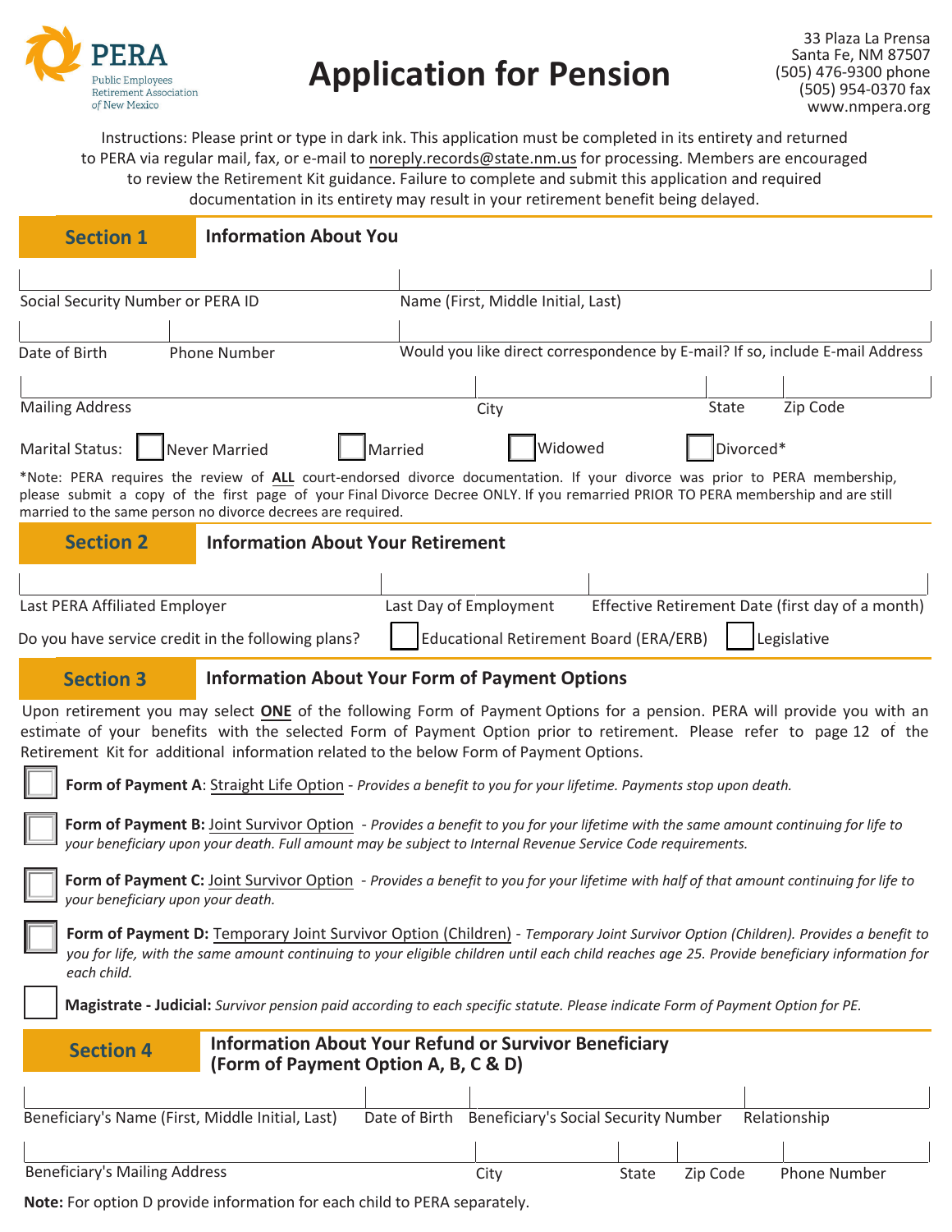PERA

Public Employees Retirement Association of New Mexico

# Application for Pension

33 Plaza La Prensa
Santa Fe, NM 87507
(505) 476-9300 phone
(505) 954-0370 fax
www.nmpera.org

Instructions: Please print or type in dark ink. This application must be completed in its entirety and returned to PERA via regular mail, fax, or e-mail to noreply.records@state.nm.us for processing. Members are encouraged to review the Retirement Kit guidance. Failure to complete and submit this application and required documentation in its entirety may result in your retirement benefit being delayed.

## Section 1 Information About You

| Social Security Number or PERA ID | | Name (First, Middle Initial, Last) | | |
|---|---|---|---|---|
| **Date of Birth** | **Phone Number** | **Would you like direct correspondence by E-mail? If so, include E-mail Address** | | |
| **Mailing Address** | | **City** | **State** | **Zip Code** |

Marital Status: ☐ Never Married ☐ Married ☐ Widowed ☐ Divorced*

*Note: PERA requires the review of **ALL** court-endorsed divorce documentation. If your divorce was prior to PERA membership, please submit a copy of the first page of your Final Divorce Decree ONLY. If you remarried PRIOR TO PERA membership and are still married to the same person no divorce decrees are required.

## Section 2 Information About Your Retirement

| Last PERA Affiliated Employer | Last Day of Employment | Effective Retirement Date (first day of a month) |
|---|---|---|
| | | |

Do you have service credit in the following plans? ☐ Educational Retirement Board (ERA/ERB) ☐ Legislative

## Section 3 Information About Your Form of Payment Options

Upon retirement you may select **ONE** of the following Form of Payment Options for a pension. PERA will provide you with an estimate of your benefits with the selected Form of Payment Option prior to retirement. Please refer to page 12 of the Retirement Kit for additional information related to the below Form of Payment Options.

☐ **Form of Payment A**: Straight Life Option - *Provides a benefit to you for your lifetime. Payments stop upon death.*

☐ **Form of Payment B:** Joint Survivor Option - *Provides a benefit to you for your lifetime with the same amount continuing for life to your beneficiary upon your death. Full amount may be subject to Internal Revenue Service Code requirements.*

☐ **Form of Payment C:** Joint Survivor Option - *Provides a benefit to you for your lifetime with half of that amount continuing for life to your beneficiary upon your death.*

☐ **Form of Payment D:** Temporary Joint Survivor Option (Children) - *Temporary Joint Survivor Option (Children). Provides a benefit to you for life, with the same amount continuing to your eligible children until each child reaches age 25. Provide beneficiary information for each child.*

☐ **Magistrate - Judicial:** *Survivor pension paid according to each specific statute. Please indicate Form of Payment Option for PE.*

## Section 4 Information About Your Refund or Survivor Beneficiary (Form of Payment Option A, B, C & D)

| Beneficiary's Name (First, Middle Initial, Last) | Date of Birth | Beneficiary's Social Security Number | | Relationship |
|---|---|---|---|---|
| **Beneficiary's Mailing Address** | **City** | **State** | **Zip Code** | **Phone Number** |

**Note:** For option D provide information for each child to PERA separately.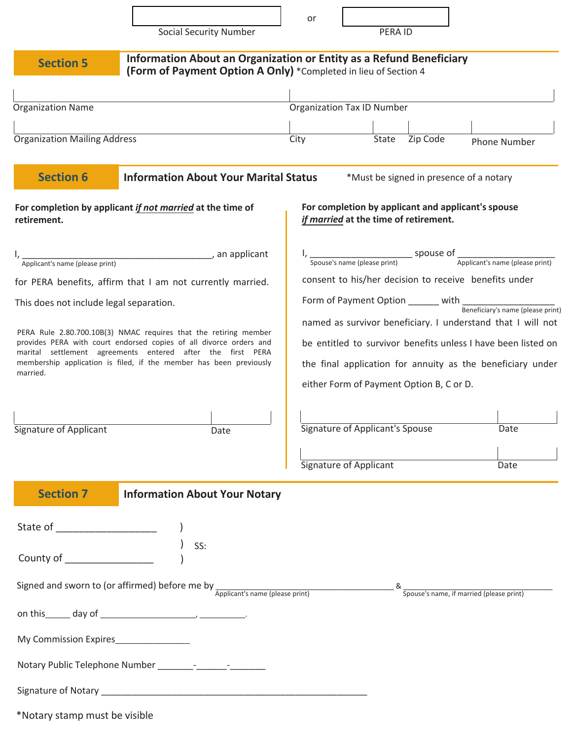Social Security Number ____________ or PERA ID ____________

## Section 5 Information About an Organization or Entity as a Refund Beneficiary (Form of Payment Option A Only) *Completed in lieu of Section 4

| Organization Name | | | Organization Tax ID Number |
|---|---|---|---|
| | | | |

| Organization Mailing Address | City | State | Zip Code | Phone Number |
|---|---|---|---|---|
| | | | | |

## Section 6 Information About Your Marital Status *Must be signed in presence of a notary

**For completion by applicant *if not married* at the time of retirement.**

I, ______________________________________, an applicant
Applicant's name (please print)

for PERA benefits, affirm that I am not currently married. This does not include legal separation.

PERA Rule 2.80.700.10B(3) NMAC requires that the retiring member provides PERA with court endorsed copies of all divorce orders and marital settlement agreements entered after the first PERA membership application is filed, if the member has been previously married.

Signature of Applicant ____________ Date ____________

**For completion by applicant and applicant's spouse *if married* at the time of retirement.**

I, ____________________ spouse of ____________________
Spouse's name (please print) Applicant's name (please print)

consent to his/her decision to receive benefits under Form of Payment Option ______ with __________________
Beneficiary's name (please print)

named as survivor beneficiary. I understand that I will not be entitled to survivor benefits unless I have been listed on the final application for annuity as the beneficiary under either Form of Payment Option B, C or D.

Signature of Applicant's Spouse ____________ Date ____________

Signature of Applicant ____________ Date ____________

## Section 7 Information About Your Notary

State of __________________ )
 ) SS:
County of ________________ )

Signed and sworn to (or affirmed) before me by ______________________________ & ______________________________
Applicant's name (please print) Spouse's name, if married (please print)

on this_____ day of ___________________, _________.

My Commission Expires_______________

Notary Public Telephone Number _______-______-_______

Signature of Notary ______________________________________________________

*Notary stamp must be visible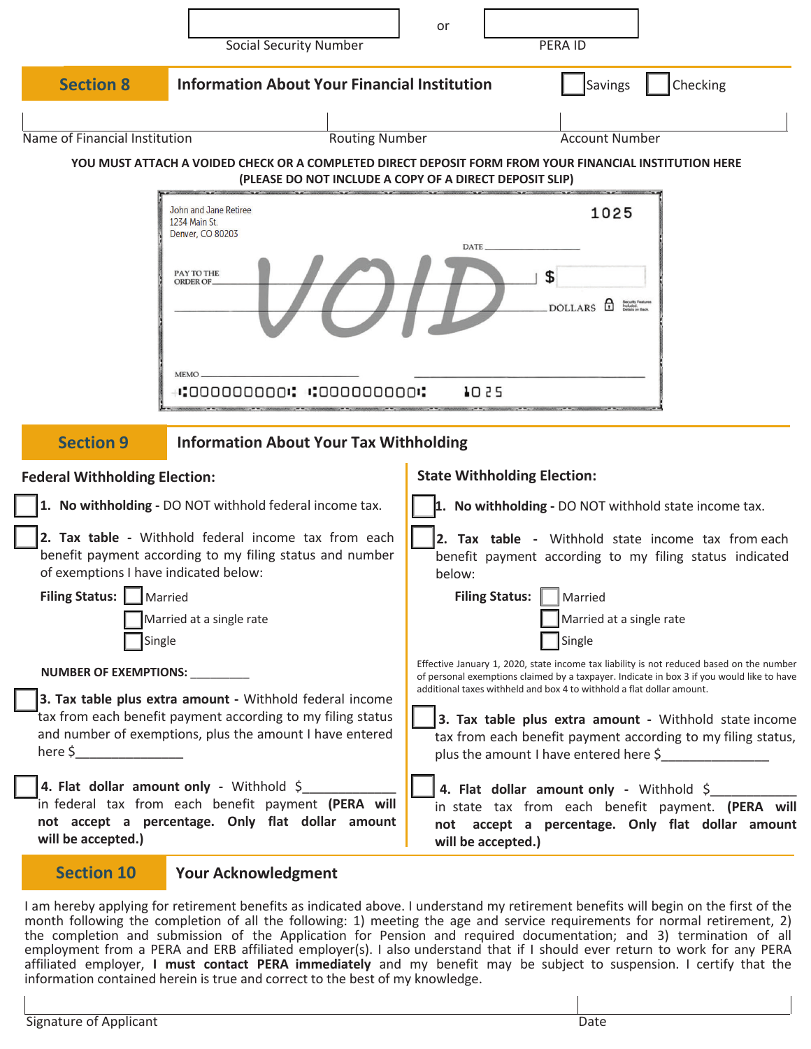Social Security Number or PERA ID

## Section 8 Information About Your Financial Institution

☐ Savings ☐ Checking

| Name of Financial Institution | Routing Number | Account Number |
|---|---|---|
| | | |

**YOU MUST ATTACH A VOIDED CHECK OR A COMPLETED DIRECT DEPOSIT FORM FROM YOUR FINANCIAL INSTITUTION HERE (PLEASE DO NOT INCLUDE A COPY OF A DIRECT DEPOSIT SLIP)**

John and Jane Retiree
1234 Main St.
Denver, CO 80203

1025

DATE ____________

PAY TO THE ORDER OF ____________ $

VOID

____________ DOLLARS

MEMO ____________

⑆0000000000⑆ ⑆0000000000⑈ 1025

## Section 9 Information About Your Tax Withholding

### Federal Withholding Election:

☐ **1. No withholding -** DO NOT withhold federal income tax.

☐ **2. Tax table -** Withhold federal income tax from each benefit payment according to my filing status and number of exemptions I have indicated below:

**Filing Status:** ☐ Married
☐ Married at a single rate
☐ Single

**NUMBER OF EXEMPTIONS:** _________

☐ **3. Tax table plus extra amount -** Withhold federal income tax from each benefit payment according to my filing status and number of exemptions, plus the amount I have entered here $_______________

☐ **4. Flat dollar amount only -** Withhold $_____________ in federal tax from each benefit payment **(PERA will not accept a percentage. Only flat dollar amount will be accepted.)**

### State Withholding Election:

☐ **1. No withholding -** DO NOT withhold state income tax.

☐ **2. Tax table -** Withhold state income tax from each benefit payment according to my filing status indicated below:

**Filing Status:** ☐ Married
☐ Married at a single rate
☐ Single

Effective January 1, 2020, state income tax liability is not reduced based on the number of personal exemptions claimed by a taxpayer. Indicate in box 3 if you would like to have additional taxes withheld and box 4 to withhold a flat dollar amount.

☐ **3. Tax table plus extra amount -** Withhold state income tax from each benefit payment according to my filing status, plus the amount I have entered here $_______________

☐ **4. Flat dollar amount only -** Withhold $___________ in state tax from each benefit payment. **(PERA will not accept a percentage. Only flat dollar amount will be accepted.)**

## Section 10 Your Acknowledgment

I am hereby applying for retirement benefits as indicated above. I understand my retirement benefits will begin on the first of the month following the completion of all the following: 1) meeting the age and service requirements for normal retirement, 2) the completion and submission of the Application for Pension and required documentation; and 3) termination of all employment from a PERA and ERB affiliated employer(s). I also understand that if I should ever return to work for any PERA affiliated employer, **I must contact PERA immediately** and my benefit may be subject to suspension. I certify that the information contained herein is true and correct to the best of my knowledge.

| Signature of Applicant | Date |
|---|---|
| | |